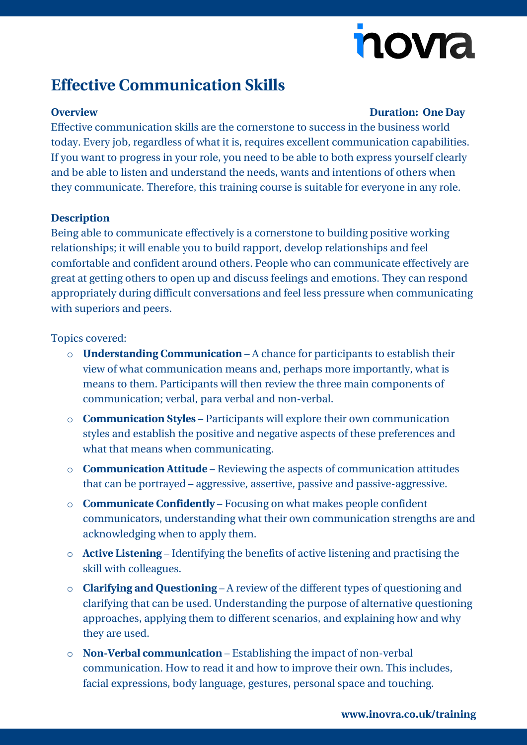# Effective Communication Skills

**Overview** **Duration: One Day**

Effective communication skills are the cornerstone to success in the business world today. Every job, regardless of what it is, requires excellent communication capabilities. If you want to progress in your role, you need to be able to both express yourself clearly and be able to listen and understand the needs, wants and intentions of others when they communicate. Therefore, this training course is suitable for everyone in any role.

**Description**

Being able to communicate effectively is a cornerstone to building positive working relationships; it will enable you to build rapport, develop relationships and feel comfortable and confident around others. People who can communicate effectively are great at getting others to open up and discuss feelings and emotions. They can respond appropriately during difficult conversations and feel less pressure when communicating with superiors and peers.

Topics covered:

- **Understanding Communication** – A chance for participants to establish their view of what communication means and, perhaps more importantly, what is means to them. Participants will then review the three main components of communication; verbal, para verbal and non-verbal.
- **Communication Styles** – Participants will explore their own communication styles and establish the positive and negative aspects of these preferences and what that means when communicating.
- **Communication Attitude** – Reviewing the aspects of communication attitudes that can be portrayed – aggressive, assertive, passive and passive-aggressive.
- **Communicate Confidently** – Focusing on what makes people confident communicators, understanding what their own communication strengths are and acknowledging when to apply them.
- **Active Listening** – Identifying the benefits of active listening and practising the skill with colleagues.
- **Clarifying and Questioning** – A review of the different types of questioning and clarifying that can be used. Understanding the purpose of alternative questioning approaches, applying them to different scenarios, and explaining how and why they are used.
- **Non-Verbal communication** – Establishing the impact of non-verbal communication. How to read it and how to improve their own. This includes, facial expressions, body language, gestures, personal space and touching.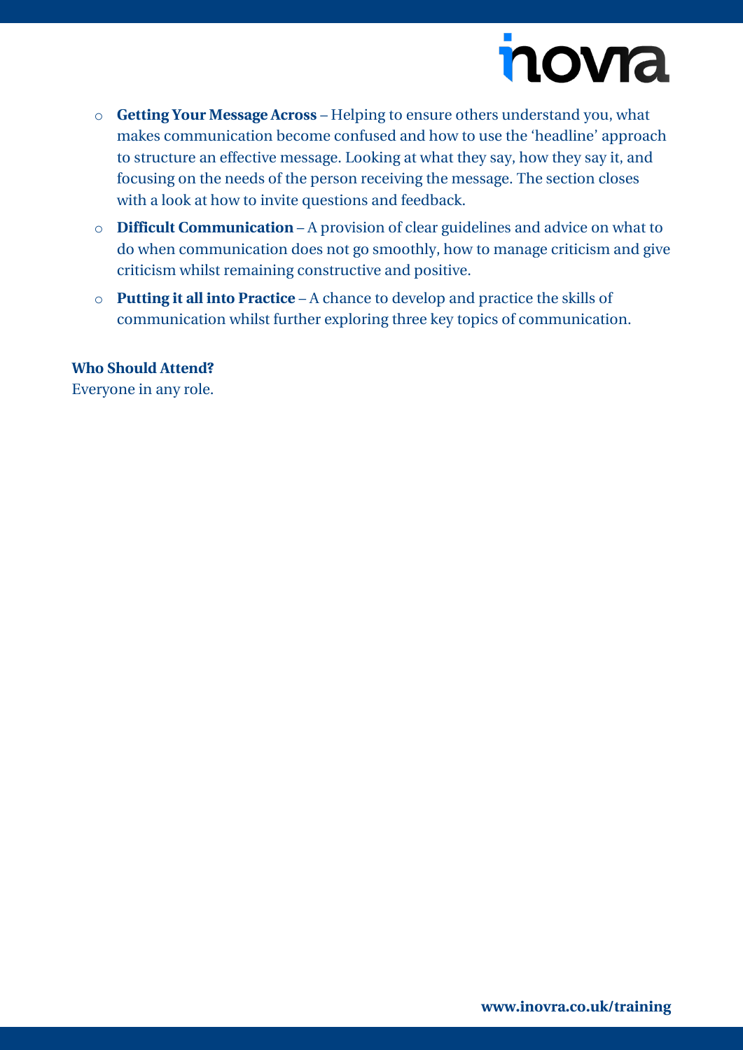- **Getting Your Message Across** – Helping to ensure others understand you, what makes communication become confused and how to use the 'headline' approach to structure an effective message. Looking at what they say, how they say it, and focusing on the needs of the person receiving the message. The section closes with a look at how to invite questions and feedback.
- **Difficult Communication** – A provision of clear guidelines and advice on what to do when communication does not go smoothly, how to manage criticism and give criticism whilst remaining constructive and positive.
- **Putting it all into Practice** – A chance to develop and practice the skills of communication whilst further exploring three key topics of communication.

**Who Should Attend?**
Everyone in any role.